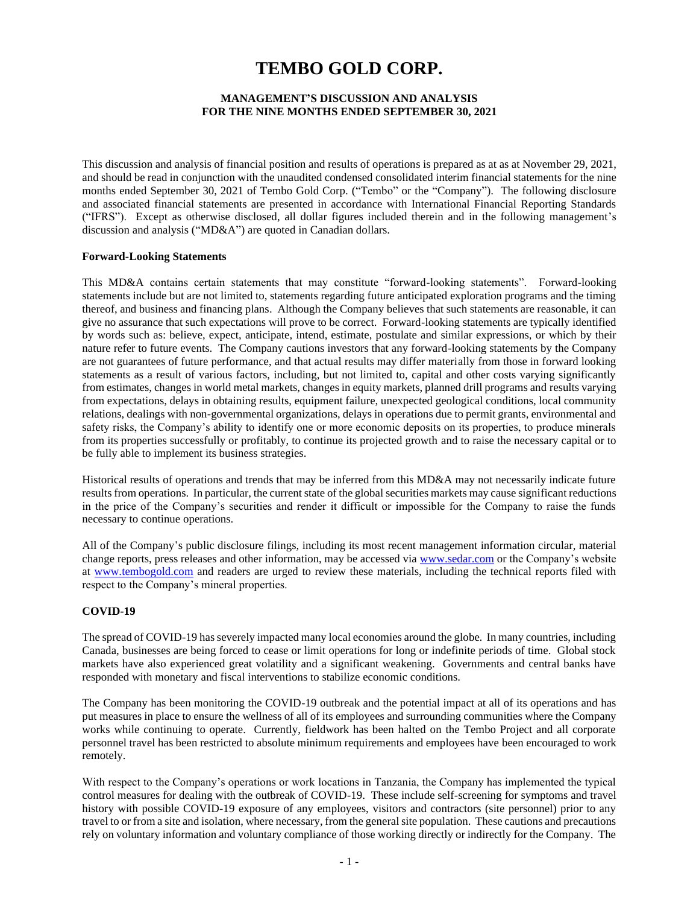# TEMBO GOLD CORP.

**MANAGEMENT'S DISCUSSION AND ANALYSIS**
**FOR THE NINE MONTHS ENDED SEPTEMBER 30, 2021**

This discussion and analysis of financial position and results of operations is prepared as at as at November 29, 2021, and should be read in conjunction with the unaudited condensed consolidated interim financial statements for the nine months ended September 30, 2021 of Tembo Gold Corp. ("Tembo" or the "Company"). The following disclosure and associated financial statements are presented in accordance with International Financial Reporting Standards ("IFRS"). Except as otherwise disclosed, all dollar figures included therein and in the following management's discussion and analysis ("MD&A") are quoted in Canadian dollars.

**Forward-Looking Statements**

This MD&A contains certain statements that may constitute "forward-looking statements". Forward-looking statements include but are not limited to, statements regarding future anticipated exploration programs and the timing thereof, and business and financing plans. Although the Company believes that such statements are reasonable, it can give no assurance that such expectations will prove to be correct. Forward-looking statements are typically identified by words such as: believe, expect, anticipate, intend, estimate, postulate and similar expressions, or which by their nature refer to future events. The Company cautions investors that any forward-looking statements by the Company are not guarantees of future performance, and that actual results may differ materially from those in forward looking statements as a result of various factors, including, but not limited to, capital and other costs varying significantly from estimates, changes in world metal markets, changes in equity markets, planned drill programs and results varying from expectations, delays in obtaining results, equipment failure, unexpected geological conditions, local community relations, dealings with non-governmental organizations, delays in operations due to permit grants, environmental and safety risks, the Company's ability to identify one or more economic deposits on its properties, to produce minerals from its properties successfully or profitably, to continue its projected growth and to raise the necessary capital or to be fully able to implement its business strategies.

Historical results of operations and trends that may be inferred from this MD&A may not necessarily indicate future results from operations. In particular, the current state of the global securities markets may cause significant reductions in the price of the Company's securities and render it difficult or impossible for the Company to raise the funds necessary to continue operations.

All of the Company's public disclosure filings, including its most recent management information circular, material change reports, press releases and other information, may be accessed via www.sedar.com or the Company's website at www.tembogold.com and readers are urged to review these materials, including the technical reports filed with respect to the Company's mineral properties.

**COVID-19**

The spread of COVID-19 has severely impacted many local economies around the globe. In many countries, including Canada, businesses are being forced to cease or limit operations for long or indefinite periods of time. Global stock markets have also experienced great volatility and a significant weakening. Governments and central banks have responded with monetary and fiscal interventions to stabilize economic conditions.

The Company has been monitoring the COVID-19 outbreak and the potential impact at all of its operations and has put measures in place to ensure the wellness of all of its employees and surrounding communities where the Company works while continuing to operate. Currently, fieldwork has been halted on the Tembo Project and all corporate personnel travel has been restricted to absolute minimum requirements and employees have been encouraged to work remotely.

With respect to the Company's operations or work locations in Tanzania, the Company has implemented the typical control measures for dealing with the outbreak of COVID-19. These include self-screening for symptoms and travel history with possible COVID-19 exposure of any employees, visitors and contractors (site personnel) prior to any travel to or from a site and isolation, where necessary, from the general site population. These cautions and precautions rely on voluntary information and voluntary compliance of those working directly or indirectly for the Company. The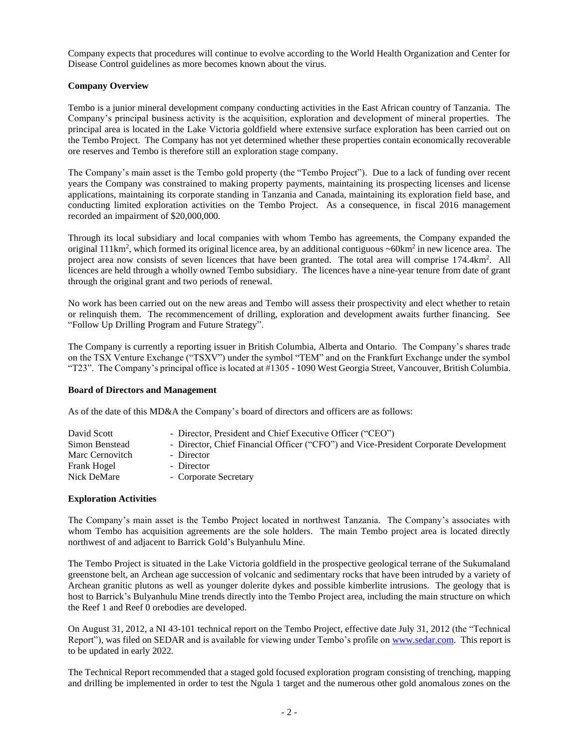Company expects that procedures will continue to evolve according to the World Health Organization and Center for Disease Control guidelines as more becomes known about the virus.

**Company Overview**

Tembo is a junior mineral development company conducting activities in the East African country of Tanzania. The Company's principal business activity is the acquisition, exploration and development of mineral properties. The principal area is located in the Lake Victoria goldfield where extensive surface exploration has been carried out on the Tembo Project. The Company has not yet determined whether these properties contain economically recoverable ore reserves and Tembo is therefore still an exploration stage company.

The Company's main asset is the Tembo gold property (the "Tembo Project"). Due to a lack of funding over recent years the Company was constrained to making property payments, maintaining its prospecting licenses and license applications, maintaining its corporate standing in Tanzania and Canada, maintaining its exploration field base, and conducting limited exploration activities on the Tembo Project. As a consequence, in fiscal 2016 management recorded an impairment of $20,000,000.

Through its local subsidiary and local companies with whom Tembo has agreements, the Company expanded the original 111km$^2$, which formed its original licence area, by an additional contiguous ~60km$^2$ in new licence area. The project area now consists of seven licences that have been granted. The total area will comprise 174.4km$^2$. All licences are held through a wholly owned Tembo subsidiary. The licences have a nine-year tenure from date of grant through the original grant and two periods of renewal.

No work has been carried out on the new areas and Tembo will assess their prospectivity and elect whether to retain or relinquish them. The recommencement of drilling, exploration and development awaits further financing. See "Follow Up Drilling Program and Future Strategy".

The Company is currently a reporting issuer in British Columbia, Alberta and Ontario. The Company's shares trade on the TSX Venture Exchange ("TSXV") under the symbol "TEM" and on the Frankfurt Exchange under the symbol "T23". The Company's principal office is located at #1305 - 1090 West Georgia Street, Vancouver, British Columbia.

**Board of Directors and Management**

As of the date of this MD&A the Company's board of directors and officers are as follows:

| | |
|---|---|
| David Scott | - Director, President and Chief Executive Officer ("CEO") |
| Simon Benstead | - Director, Chief Financial Officer ("CFO") and Vice-President Corporate Development |
| Marc Cernovitch | - Director |
| Frank Hogel | - Director |
| Nick DeMare | - Corporate Secretary |

**Exploration Activities**

The Company's main asset is the Tembo Project located in northwest Tanzania. The Company's associates with whom Tembo has acquisition agreements are the sole holders. The main Tembo project area is located directly northwest of and adjacent to Barrick Gold's Bulyanhulu Mine.

The Tembo Project is situated in the Lake Victoria goldfield in the prospective geological terrane of the Sukumaland greenstone belt, an Archean age succession of volcanic and sedimentary rocks that have been intruded by a variety of Archean granitic plutons as well as younger dolerite dykes and possible kimberlite intrusions. The geology that is host to Barrick's Bulyanhulu Mine trends directly into the Tembo Project area, including the main structure on which the Reef 1 and Reef 0 orebodies are developed.

On August 31, 2012, a NI 43-101 technical report on the Tembo Project, effective date July 31, 2012 (the "Technical Report"), was filed on SEDAR and is available for viewing under Tembo's profile on www.sedar.com. This report is to be updated in early 2022.

The Technical Report recommended that a staged gold focused exploration program consisting of trenching, mapping and drilling be implemented in order to test the Ngula 1 target and the numerous other gold anomalous zones on the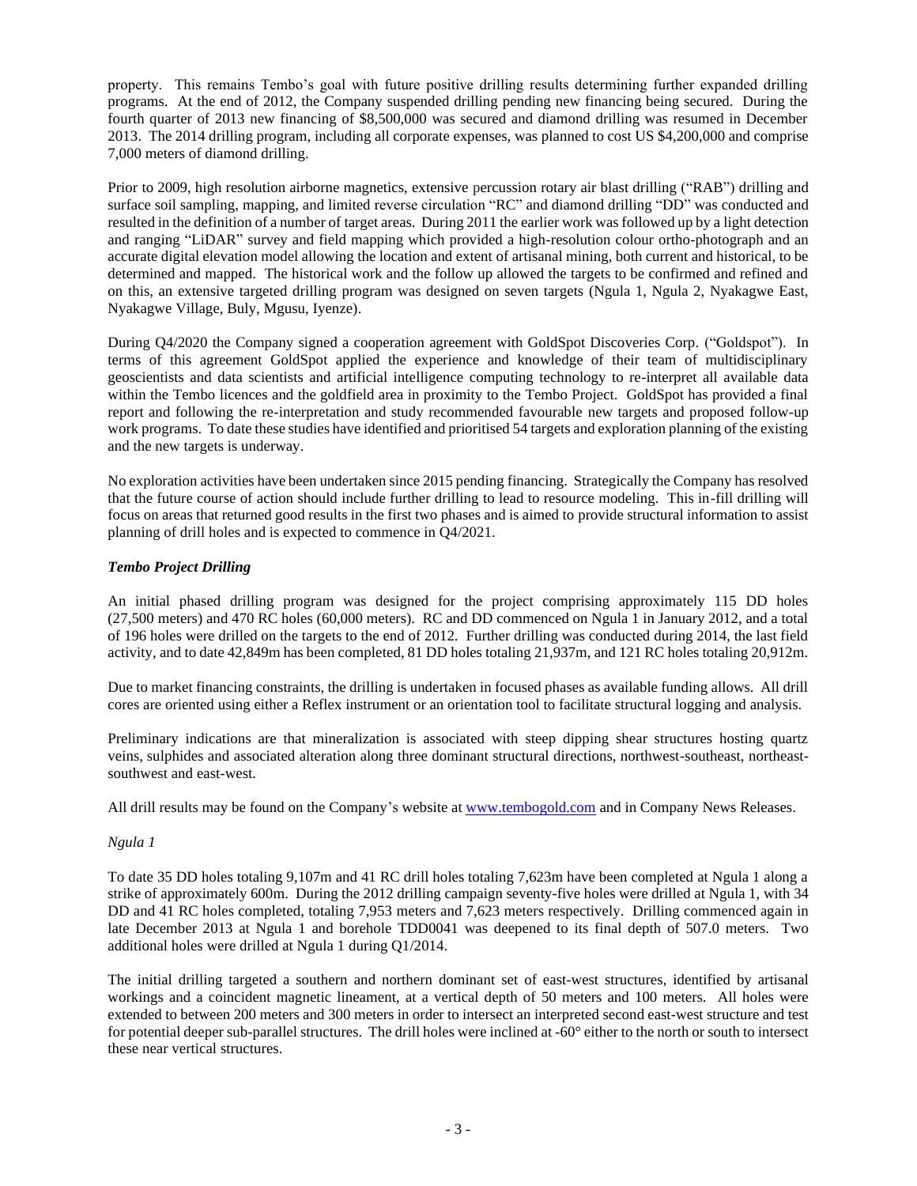property. This remains Tembo's goal with future positive drilling results determining further expanded drilling programs. At the end of 2012, the Company suspended drilling pending new financing being secured. During the fourth quarter of 2013 new financing of $8,500,000 was secured and diamond drilling was resumed in December 2013. The 2014 drilling program, including all corporate expenses, was planned to cost US $4,200,000 and comprise 7,000 meters of diamond drilling.

Prior to 2009, high resolution airborne magnetics, extensive percussion rotary air blast drilling ("RAB") drilling and surface soil sampling, mapping, and limited reverse circulation "RC" and diamond drilling "DD" was conducted and resulted in the definition of a number of target areas. During 2011 the earlier work was followed up by a light detection and ranging "LiDAR" survey and field mapping which provided a high-resolution colour ortho-photograph and an accurate digital elevation model allowing the location and extent of artisanal mining, both current and historical, to be determined and mapped. The historical work and the follow up allowed the targets to be confirmed and refined and on this, an extensive targeted drilling program was designed on seven targets (Ngula 1, Ngula 2, Nyakagwe East, Nyakagwe Village, Buly, Mgusu, Iyenze).

During Q4/2020 the Company signed a cooperation agreement with GoldSpot Discoveries Corp. ("Goldspot"). In terms of this agreement GoldSpot applied the experience and knowledge of their team of multidisciplinary geoscientists and data scientists and artificial intelligence computing technology to re-interpret all available data within the Tembo licences and the goldfield area in proximity to the Tembo Project. GoldSpot has provided a final report and following the re-interpretation and study recommended favourable new targets and proposed follow-up work programs. To date these studies have identified and prioritised 54 targets and exploration planning of the existing and the new targets is underway.

No exploration activities have been undertaken since 2015 pending financing. Strategically the Company has resolved that the future course of action should include further drilling to lead to resource modeling. This in-fill drilling will focus on areas that returned good results in the first two phases and is aimed to provide structural information to assist planning of drill holes and is expected to commence in Q4/2021.

### *Tembo Project Drilling*

An initial phased drilling program was designed for the project comprising approximately 115 DD holes (27,500 meters) and 470 RC holes (60,000 meters). RC and DD commenced on Ngula 1 in January 2012, and a total of 196 holes were drilled on the targets to the end of 2012. Further drilling was conducted during 2014, the last field activity, and to date 42,849m has been completed, 81 DD holes totaling 21,937m, and 121 RC holes totaling 20,912m.

Due to market financing constraints, the drilling is undertaken in focused phases as available funding allows. All drill cores are oriented using either a Reflex instrument or an orientation tool to facilitate structural logging and analysis.

Preliminary indications are that mineralization is associated with steep dipping shear structures hosting quartz veins, sulphides and associated alteration along three dominant structural directions, northwest-southeast, northeast-southwest and east-west.

All drill results may be found on the Company's website at [www.tembogold.com](http://www.tembogold.com) and in Company News Releases.

*Ngula 1*

To date 35 DD holes totaling 9,107m and 41 RC drill holes totaling 7,623m have been completed at Ngula 1 along a strike of approximately 600m. During the 2012 drilling campaign seventy-five holes were drilled at Ngula 1, with 34 DD and 41 RC holes completed, totaling 7,953 meters and 7,623 meters respectively. Drilling commenced again in late December 2013 at Ngula 1 and borehole TDD0041 was deepened to its final depth of 507.0 meters. Two additional holes were drilled at Ngula 1 during Q1/2014.

The initial drilling targeted a southern and northern dominant set of east-west structures, identified by artisanal workings and a coincident magnetic lineament, at a vertical depth of 50 meters and 100 meters. All holes were extended to between 200 meters and 300 meters in order to intersect an interpreted second east-west structure and test for potential deeper sub-parallel structures. The drill holes were inclined at -60° either to the north or south to intersect these near vertical structures.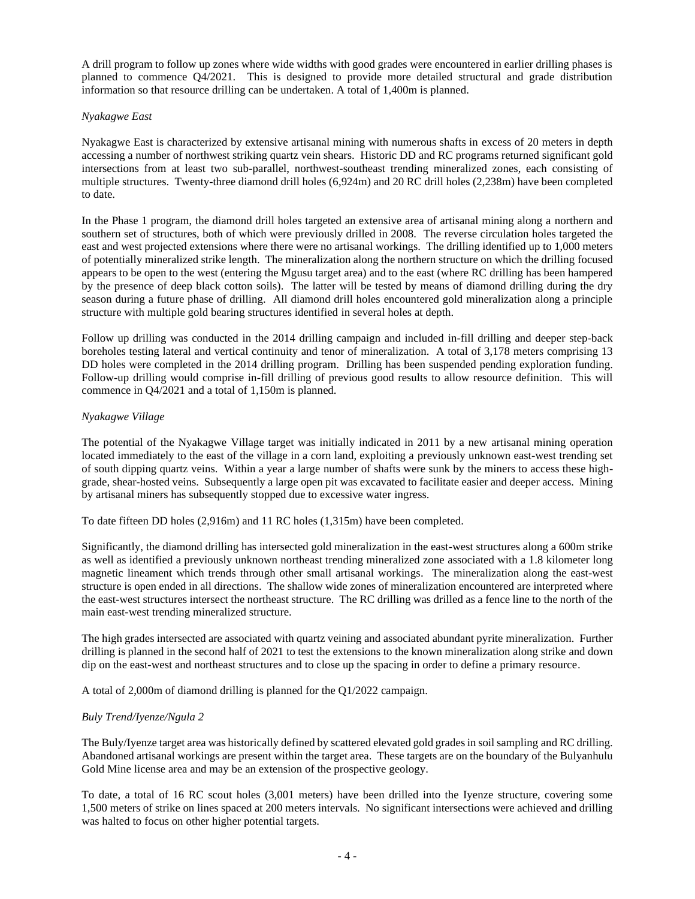A drill program to follow up zones where wide widths with good grades were encountered in earlier drilling phases is planned to commence Q4/2021. This is designed to provide more detailed structural and grade distribution information so that resource drilling can be undertaken. A total of 1,400m is planned.

*Nyakagwe East*

Nyakagwe East is characterized by extensive artisanal mining with numerous shafts in excess of 20 meters in depth accessing a number of northwest striking quartz vein shears. Historic DD and RC programs returned significant gold intersections from at least two sub-parallel, northwest-southeast trending mineralized zones, each consisting of multiple structures. Twenty-three diamond drill holes (6,924m) and 20 RC drill holes (2,238m) have been completed to date.

In the Phase 1 program, the diamond drill holes targeted an extensive area of artisanal mining along a northern and southern set of structures, both of which were previously drilled in 2008. The reverse circulation holes targeted the east and west projected extensions where there were no artisanal workings. The drilling identified up to 1,000 meters of potentially mineralized strike length. The mineralization along the northern structure on which the drilling focused appears to be open to the west (entering the Mgusu target area) and to the east (where RC drilling has been hampered by the presence of deep black cotton soils). The latter will be tested by means of diamond drilling during the dry season during a future phase of drilling. All diamond drill holes encountered gold mineralization along a principle structure with multiple gold bearing structures identified in several holes at depth.

Follow up drilling was conducted in the 2014 drilling campaign and included in-fill drilling and deeper step-back boreholes testing lateral and vertical continuity and tenor of mineralization. A total of 3,178 meters comprising 13 DD holes were completed in the 2014 drilling program. Drilling has been suspended pending exploration funding. Follow-up drilling would comprise in-fill drilling of previous good results to allow resource definition. This will commence in Q4/2021 and a total of 1,150m is planned.

*Nyakagwe Village*

The potential of the Nyakagwe Village target was initially indicated in 2011 by a new artisanal mining operation located immediately to the east of the village in a corn land, exploiting a previously unknown east-west trending set of south dipping quartz veins. Within a year a large number of shafts were sunk by the miners to access these high-grade, shear-hosted veins. Subsequently a large open pit was excavated to facilitate easier and deeper access. Mining by artisanal miners has subsequently stopped due to excessive water ingress.

To date fifteen DD holes (2,916m) and 11 RC holes (1,315m) have been completed.

Significantly, the diamond drilling has intersected gold mineralization in the east-west structures along a 600m strike as well as identified a previously unknown northeast trending mineralized zone associated with a 1.8 kilometer long magnetic lineament which trends through other small artisanal workings. The mineralization along the east-west structure is open ended in all directions. The shallow wide zones of mineralization encountered are interpreted where the east-west structures intersect the northeast structure. The RC drilling was drilled as a fence line to the north of the main east-west trending mineralized structure.

The high grades intersected are associated with quartz veining and associated abundant pyrite mineralization. Further drilling is planned in the second half of 2021 to test the extensions to the known mineralization along strike and down dip on the east-west and northeast structures and to close up the spacing in order to define a primary resource.

A total of 2,000m of diamond drilling is planned for the Q1/2022 campaign.

*Buly Trend/Iyenze/Ngula 2*

The Buly/Iyenze target area was historically defined by scattered elevated gold grades in soil sampling and RC drilling. Abandoned artisanal workings are present within the target area. These targets are on the boundary of the Bulyanhulu Gold Mine license area and may be an extension of the prospective geology.

To date, a total of 16 RC scout holes (3,001 meters) have been drilled into the Iyenze structure, covering some 1,500 meters of strike on lines spaced at 200 meters intervals. No significant intersections were achieved and drilling was halted to focus on other higher potential targets.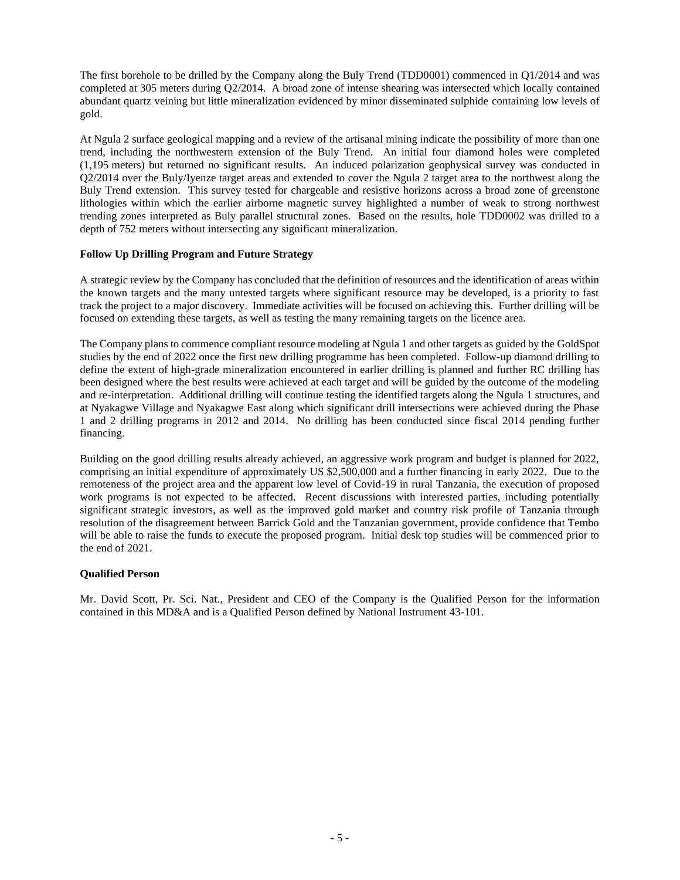The first borehole to be drilled by the Company along the Buly Trend (TDD0001) commenced in Q1/2014 and was completed at 305 meters during Q2/2014. A broad zone of intense shearing was intersected which locally contained abundant quartz veining but little mineralization evidenced by minor disseminated sulphide containing low levels of gold.

At Ngula 2 surface geological mapping and a review of the artisanal mining indicate the possibility of more than one trend, including the northwestern extension of the Buly Trend. An initial four diamond holes were completed (1,195 meters) but returned no significant results. An induced polarization geophysical survey was conducted in Q2/2014 over the Buly/Iyenze target areas and extended to cover the Ngula 2 target area to the northwest along the Buly Trend extension. This survey tested for chargeable and resistive horizons across a broad zone of greenstone lithologies within which the earlier airborne magnetic survey highlighted a number of weak to strong northwest trending zones interpreted as Buly parallel structural zones. Based on the results, hole TDD0002 was drilled to a depth of 752 meters without intersecting any significant mineralization.

**Follow Up Drilling Program and Future Strategy**

A strategic review by the Company has concluded that the definition of resources and the identification of areas within the known targets and the many untested targets where significant resource may be developed, is a priority to fast track the project to a major discovery. Immediate activities will be focused on achieving this. Further drilling will be focused on extending these targets, as well as testing the many remaining targets on the licence area.

The Company plans to commence compliant resource modeling at Ngula 1 and other targets as guided by the GoldSpot studies by the end of 2022 once the first new drilling programme has been completed. Follow-up diamond drilling to define the extent of high-grade mineralization encountered in earlier drilling is planned and further RC drilling has been designed where the best results were achieved at each target and will be guided by the outcome of the modeling and re-interpretation. Additional drilling will continue testing the identified targets along the Ngula 1 structures, and at Nyakagwe Village and Nyakagwe East along which significant drill intersections were achieved during the Phase 1 and 2 drilling programs in 2012 and 2014. No drilling has been conducted since fiscal 2014 pending further financing.

Building on the good drilling results already achieved, an aggressive work program and budget is planned for 2022, comprising an initial expenditure of approximately US $2,500,000 and a further financing in early 2022. Due to the remoteness of the project area and the apparent low level of Covid-19 in rural Tanzania, the execution of proposed work programs is not expected to be affected. Recent discussions with interested parties, including potentially significant strategic investors, as well as the improved gold market and country risk profile of Tanzania through resolution of the disagreement between Barrick Gold and the Tanzanian government, provide confidence that Tembo will be able to raise the funds to execute the proposed program. Initial desk top studies will be commenced prior to the end of 2021.

**Qualified Person**

Mr. David Scott, Pr. Sci. Nat., President and CEO of the Company is the Qualified Person for the information contained in this MD&A and is a Qualified Person defined by National Instrument 43-101.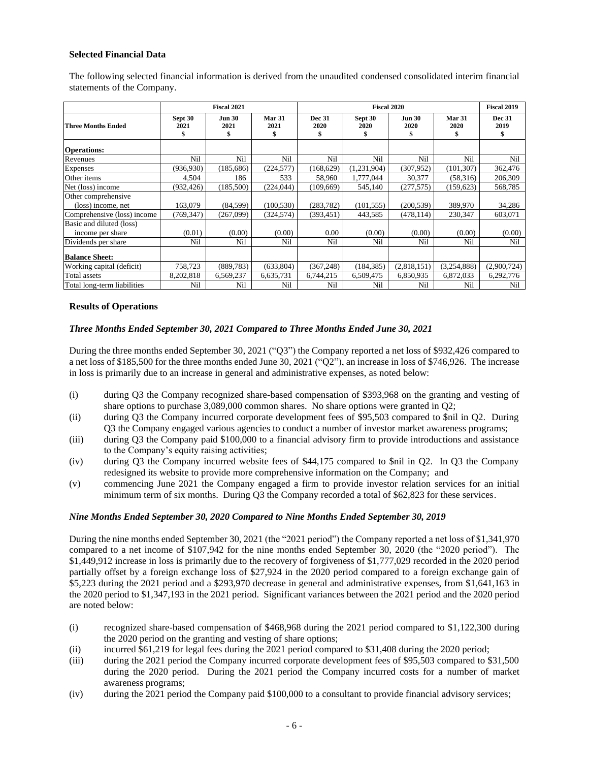### Selected Financial Data

The following selected financial information is derived from the unaudited condensed consolidated interim financial statements of the Company.

| | Fiscal 2021 | | | Fiscal 2020 | | | | Fiscal 2019 |
|---|---|---|---|---|---|---|---|---|
| **Three Months Ended** | **Sept 30 2021 $** | **Jun 30 2021 $** | **Mar 31 2021 $** | **Dec 31 2020 $** | **Sept 30 2020 $** | **Jun 30 2020 $** | **Mar 31 2020 $** | **Dec 31 2019 $** |
| **Operations:** | | | | | | | | |
| Revenues | Nil | Nil | Nil | Nil | Nil | Nil | Nil | Nil |
| Expenses | (936,930) | (185,686) | (224,577) | (168,629) | (1,231,904) | (307,952) | (101,307) | 362,476 |
| Other items | 4,504 | 186 | 533 | 58,960 | 1,777,044 | 30,377 | (58,316) | 206,309 |
| Net (loss) income | (932,426) | (185,500) | (224,044) | (109,669) | 545,140 | (277,575) | (159,623) | 568,785 |
| Other comprehensive (loss) income, net | 163,079 | (84,599) | (100,530) | (283,782) | (101,555) | (200,539) | 389,970 | 34,286 |
| Comprehensive (loss) income | (769,347) | (267,099) | (324,574) | (393,451) | 443,585 | (478,114) | 230,347 | 603,071 |
| Basic and diluted (loss) income per share | (0.01) | (0.00) | (0.00) | 0.00 | (0.00) | (0.00) | (0.00) | (0.00) |
| Dividends per share | Nil | Nil | Nil | Nil | Nil | Nil | Nil | Nil |
| **Balance Sheet:** | | | | | | | | |
| Working capital (deficit) | 758,723 | (889,783) | (633,804) | (367,248) | (184,385) | (2,818,151) | (3,254,888) | (2,900,724) |
| Total assets | 8,202,818 | 6,569,237 | 6,635,731 | 6,744,215 | 6,509,475 | 6,850,935 | 6,872,033 | 6,292,776 |
| Total long-term liabilities | Nil | Nil | Nil | Nil | Nil | Nil | Nil | Nil |

### Results of Operations

*Three Months Ended September 30, 2021 Compared to Three Months Ended June 30, 2021*

During the three months ended September 30, 2021 ("Q3") the Company reported a net loss of $932,426 compared to a net loss of $185,500 for the three months ended June 30, 2021 ("Q2"), an increase in loss of $746,926. The increase in loss is primarily due to an increase in general and administrative expenses, as noted below:

(i) during Q3 the Company recognized share-based compensation of $393,968 on the granting and vesting of share options to purchase 3,089,000 common shares. No share options were granted in Q2;

(ii) during Q3 the Company incurred corporate development fees of $95,503 compared to $nil in Q2. During Q3 the Company engaged various agencies to conduct a number of investor market awareness programs;

(iii) during Q3 the Company paid $100,000 to a financial advisory firm to provide introductions and assistance to the Company's equity raising activities;

(iv) during Q3 the Company incurred website fees of $44,175 compared to $nil in Q2. In Q3 the Company redesigned its website to provide more comprehensive information on the Company; and

(v) commencing June 2021 the Company engaged a firm to provide investor relation services for an initial minimum term of six months. During Q3 the Company recorded a total of $62,823 for these services.

*Nine Months Ended September 30, 2020 Compared to Nine Months Ended September 30, 2019*

During the nine months ended September 30, 2021 (the "2021 period") the Company reported a net loss of $1,341,970 compared to a net income of $107,942 for the nine months ended September 30, 2020 (the "2020 period"). The $1,449,912 increase in loss is primarily due to the recovery of forgiveness of $1,777,029 recorded in the 2020 period partially offset by a foreign exchange loss of $27,924 in the 2020 period compared to a foreign exchange gain of $5,223 during the 2021 period and a $293,970 decrease in general and administrative expenses, from $1,641,163 in the 2020 period to $1,347,193 in the 2021 period. Significant variances between the 2021 period and the 2020 period are noted below:

(i) recognized share-based compensation of $468,968 during the 2021 period compared to $1,122,300 during the 2020 period on the granting and vesting of share options;

(ii) incurred $61,219 for legal fees during the 2021 period compared to $31,408 during the 2020 period;

(iii) during the 2021 period the Company incurred corporate development fees of $95,503 compared to $31,500 during the 2020 period. During the 2021 period the Company incurred costs for a number of market awareness programs;

(iv) during the 2021 period the Company paid $100,000 to a consultant to provide financial advisory services;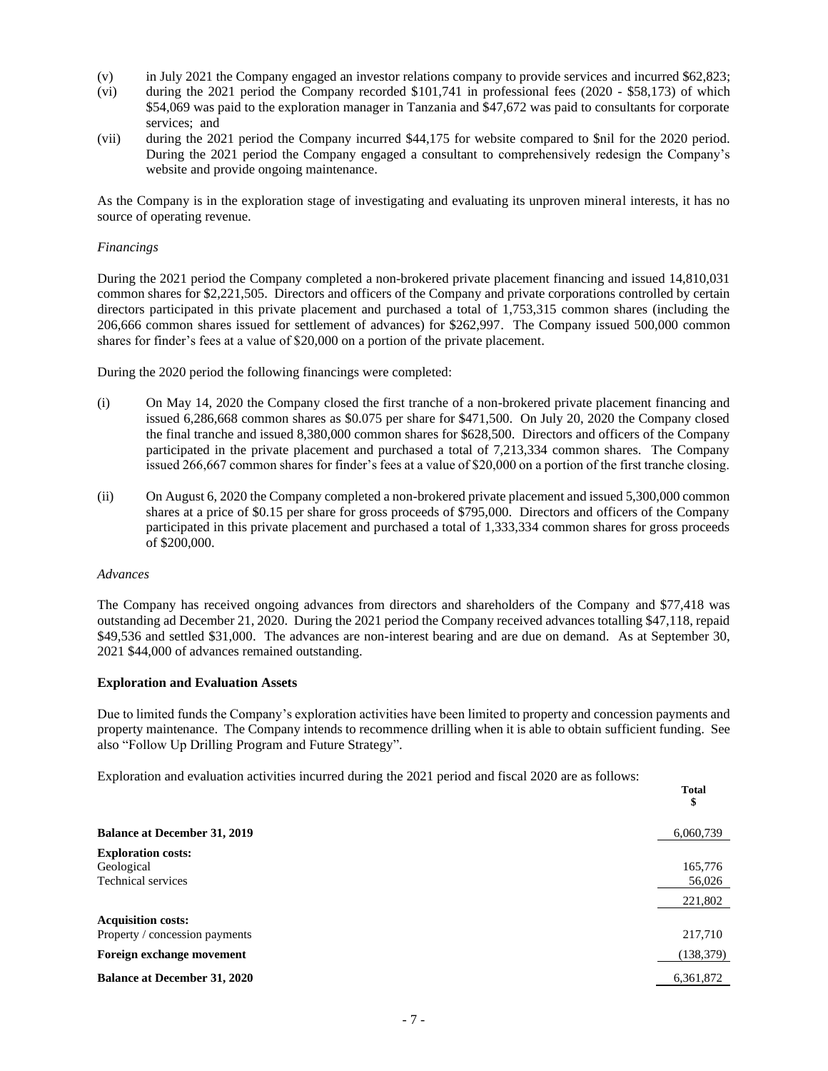(v) in July 2021 the Company engaged an investor relations company to provide services and incurred $62,823;

(vi) during the 2021 period the Company recorded $101,741 in professional fees (2020 - $58,173) of which $54,069 was paid to the exploration manager in Tanzania and $47,672 was paid to consultants for corporate services; and

(vii) during the 2021 period the Company incurred $44,175 for website compared to $nil for the 2020 period. During the 2021 period the Company engaged a consultant to comprehensively redesign the Company's website and provide ongoing maintenance.

As the Company is in the exploration stage of investigating and evaluating its unproven mineral interests, it has no source of operating revenue.

*Financings*

During the 2021 period the Company completed a non-brokered private placement financing and issued 14,810,031 common shares for $2,221,505. Directors and officers of the Company and private corporations controlled by certain directors participated in this private placement and purchased a total of 1,753,315 common shares (including the 206,666 common shares issued for settlement of advances) for $262,997. The Company issued 500,000 common shares for finder's fees at a value of $20,000 on a portion of the private placement.

During the 2020 period the following financings were completed:

(i) On May 14, 2020 the Company closed the first tranche of a non-brokered private placement financing and issued 6,286,668 common shares as $0.075 per share for $471,500. On July 20, 2020 the Company closed the final tranche and issued 8,380,000 common shares for $628,500. Directors and officers of the Company participated in the private placement and purchased a total of 7,213,334 common shares. The Company issued 266,667 common shares for finder's fees at a value of $20,000 on a portion of the first tranche closing.

(ii) On August 6, 2020 the Company completed a non-brokered private placement and issued 5,300,000 common shares at a price of $0.15 per share for gross proceeds of $795,000. Directors and officers of the Company participated in this private placement and purchased a total of 1,333,334 common shares for gross proceeds of $200,000.

*Advances*

The Company has received ongoing advances from directors and shareholders of the Company and $77,418 was outstanding ad December 21, 2020. During the 2021 period the Company received advances totalling $47,118, repaid $49,536 and settled $31,000. The advances are non-interest bearing and are due on demand. As at September 30, 2021 $44,000 of advances remained outstanding.

**Exploration and Evaluation Assets**

Due to limited funds the Company's exploration activities have been limited to property and concession payments and property maintenance. The Company intends to recommence drilling when it is able to obtain sufficient funding. See also "Follow Up Drilling Program and Future Strategy".

Exploration and evaluation activities incurred during the 2021 period and fiscal 2020 are as follows:

| | Total<br>$ |
|---|---|
| **Balance at December 31, 2019** | 6,060,739 |
| **Exploration costs:** | |
| Geological | 165,776 |
| Technical services | 56,026 |
| | 221,802 |
| **Acquisition costs:** | |
| Property / concession payments | 217,710 |
| **Foreign exchange movement** | (138,379) |
| **Balance at December 31, 2020** | 6,361,872 |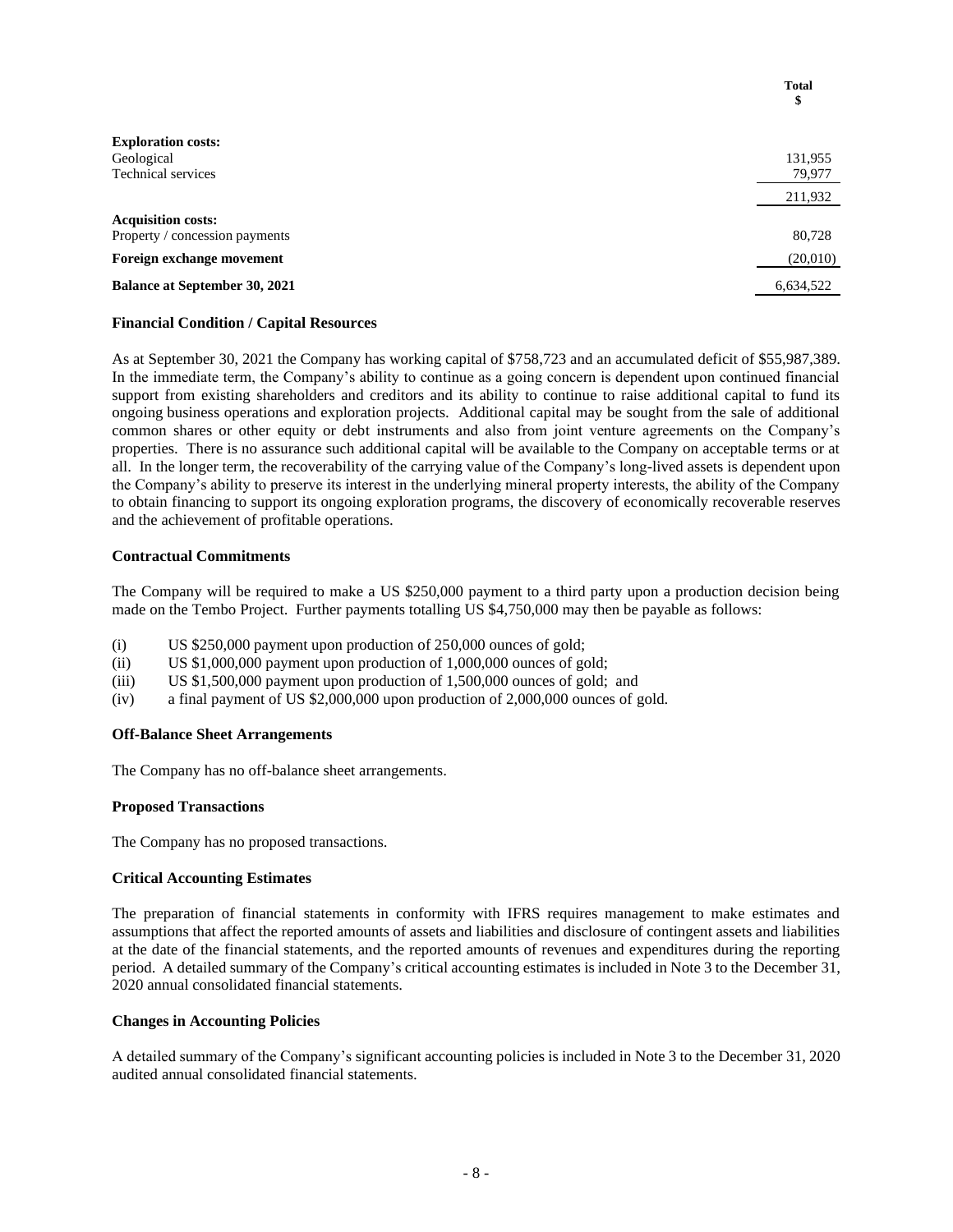| | Total<br>$ |
|---|---|
| **Exploration costs:** | |
| Geological | 131,955 |
| Technical services | 79,977 |
| | 211,932 |
| **Acquisition costs:** | |
| Property / concession payments | 80,728 |
| **Foreign exchange movement** | (20,010) |
| **Balance at September 30, 2021** | 6,634,522 |

### Financial Condition / Capital Resources

As at September 30, 2021 the Company has working capital of $758,723 and an accumulated deficit of $55,987,389. In the immediate term, the Company's ability to continue as a going concern is dependent upon continued financial support from existing shareholders and creditors and its ability to continue to raise additional capital to fund its ongoing business operations and exploration projects. Additional capital may be sought from the sale of additional common shares or other equity or debt instruments and also from joint venture agreements on the Company's properties. There is no assurance such additional capital will be available to the Company on acceptable terms or at all. In the longer term, the recoverability of the carrying value of the Company's long-lived assets is dependent upon the Company's ability to preserve its interest in the underlying mineral property interests, the ability of the Company to obtain financing to support its ongoing exploration programs, the discovery of economically recoverable reserves and the achievement of profitable operations.

### Contractual Commitments

The Company will be required to make a US $250,000 payment to a third party upon a production decision being made on the Tembo Project. Further payments totalling US $4,750,000 may then be payable as follows:

(i) US $250,000 payment upon production of 250,000 ounces of gold;
(ii) US $1,000,000 payment upon production of 1,000,000 ounces of gold;
(iii) US $1,500,000 payment upon production of 1,500,000 ounces of gold; and
(iv) a final payment of US $2,000,000 upon production of 2,000,000 ounces of gold.

### Off-Balance Sheet Arrangements

The Company has no off-balance sheet arrangements.

### Proposed Transactions

The Company has no proposed transactions.

### Critical Accounting Estimates

The preparation of financial statements in conformity with IFRS requires management to make estimates and assumptions that affect the reported amounts of assets and liabilities and disclosure of contingent assets and liabilities at the date of the financial statements, and the reported amounts of revenues and expenditures during the reporting period. A detailed summary of the Company's critical accounting estimates is included in Note 3 to the December 31, 2020 annual consolidated financial statements.

### Changes in Accounting Policies

A detailed summary of the Company's significant accounting policies is included in Note 3 to the December 31, 2020 audited annual consolidated financial statements.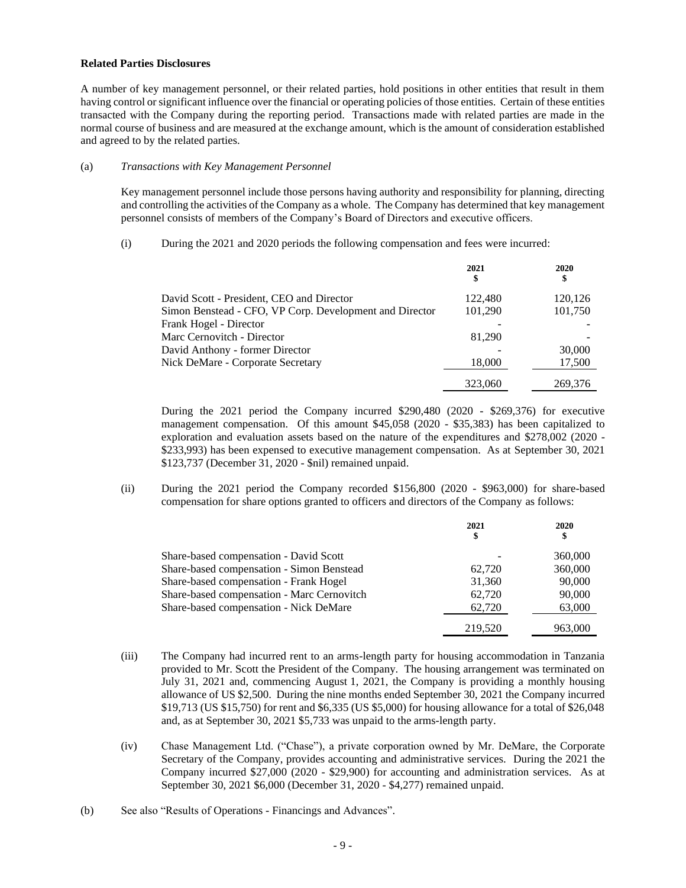**Related Parties Disclosures**

A number of key management personnel, or their related parties, hold positions in other entities that result in them having control or significant influence over the financial or operating policies of those entities. Certain of these entities transacted with the Company during the reporting period. Transactions made with related parties are made in the normal course of business and are measured at the exchange amount, which is the amount of consideration established and agreed to by the related parties.

(a) *Transactions with Key Management Personnel*

Key management personnel include those persons having authority and responsibility for planning, directing and controlling the activities of the Company as a whole. The Company has determined that key management personnel consists of members of the Company's Board of Directors and executive officers.

(i) During the 2021 and 2020 periods the following compensation and fees were incurred:

| | 2021<br>$ | 2020<br>$ |
|---|---|---|
| David Scott - President, CEO and Director | 122,480 | 120,126 |
| Simon Benstead - CFO, VP Corp. Development and Director | 101,290 | 101,750 |
| Frank Hogel - Director | - | - |
| Marc Cernovitch - Director | 81,290 | - |
| David Anthony - former Director | - | 30,000 |
| Nick DeMare - Corporate Secretary | 18,000 | 17,500 |
| | 323,060 | 269,376 |

During the 2021 period the Company incurred $290,480 (2020 - $269,376) for executive management compensation. Of this amount $45,058 (2020 - $35,383) has been capitalized to exploration and evaluation assets based on the nature of the expenditures and $278,002 (2020 - $233,993) has been expensed to executive management compensation. As at September 30, 2021 $123,737 (December 31, 2020 - $nil) remained unpaid.

(ii) During the 2021 period the Company recorded $156,800 (2020 - $963,000) for share-based compensation for share options granted to officers and directors of the Company as follows:

| | 2021<br>$ | 2020<br>$ |
|---|---|---|
| Share-based compensation - David Scott | - | 360,000 |
| Share-based compensation - Simon Benstead | 62,720 | 360,000 |
| Share-based compensation - Frank Hogel | 31,360 | 90,000 |
| Share-based compensation - Marc Cernovitch | 62,720 | 90,000 |
| Share-based compensation - Nick DeMare | 62,720 | 63,000 |
| | 219,520 | 963,000 |

(iii) The Company had incurred rent to an arms-length party for housing accommodation in Tanzania provided to Mr. Scott the President of the Company. The housing arrangement was terminated on July 31, 2021 and, commencing August 1, 2021, the Company is providing a monthly housing allowance of US $2,500. During the nine months ended September 30, 2021 the Company incurred $19,713 (US $15,750) for rent and $6,335 (US $5,000) for housing allowance for a total of $26,048 and, as at September 30, 2021 $5,733 was unpaid to the arms-length party.

(iv) Chase Management Ltd. ("Chase"), a private corporation owned by Mr. DeMare, the Corporate Secretary of the Company, provides accounting and administrative services. During the 2021 the Company incurred $27,000 (2020 - $29,900) for accounting and administration services. As at September 30, 2021 $6,000 (December 31, 2020 - $4,277) remained unpaid.

(b) See also "Results of Operations - Financings and Advances".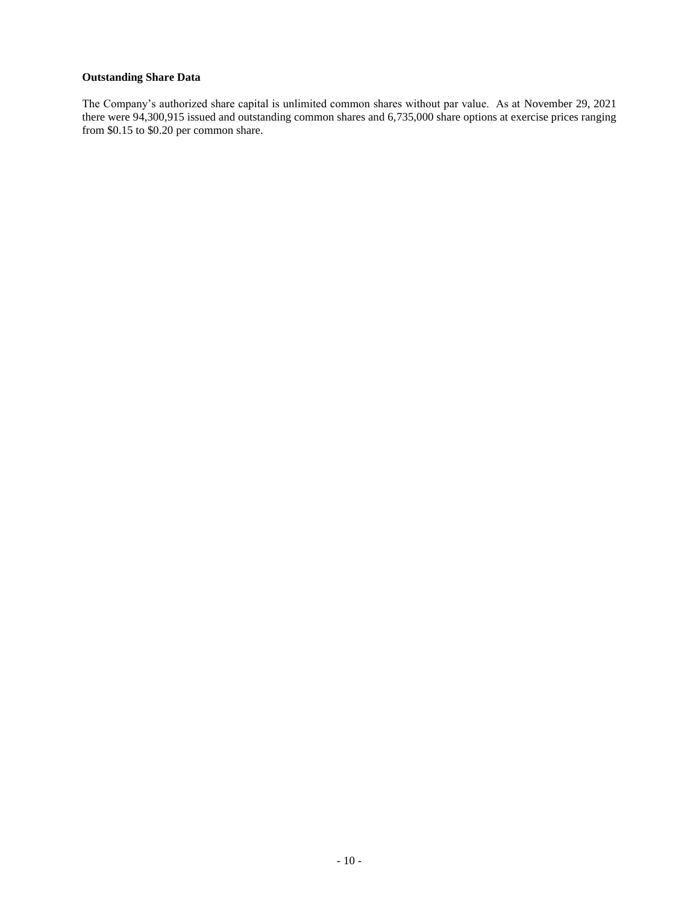**Outstanding Share Data**

The Company's authorized share capital is unlimited common shares without par value. As at November 29, 2021 there were 94,300,915 issued and outstanding common shares and 6,735,000 share options at exercise prices ranging from $0.15 to $0.20 per common share.